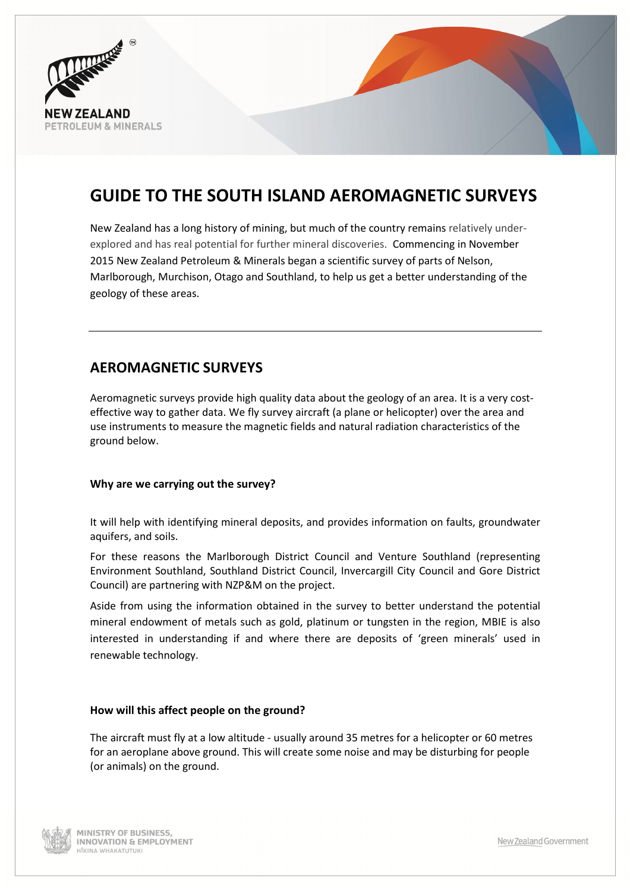# GUIDE TO THE SOUTH ISLAND AEROMAGNETIC SURVEYS

New Zealand has a long history of mining, but much of the country remains relatively under-explored and has real potential for further mineral discoveries. Commencing in November 2015 New Zealand Petroleum & Minerals began a scientific survey of parts of Nelson, Marlborough, Murchison, Otago and Southland, to help us get a better understanding of the geology of these areas.

---

## AEROMAGNETIC SURVEYS

Aeromagnetic surveys provide high quality data about the geology of an area. It is a very cost-effective way to gather data. We fly survey aircraft (a plane or helicopter) over the area and use instruments to measure the magnetic fields and natural radiation characteristics of the ground below.

### Why are we carrying out the survey?

It will help with identifying mineral deposits, and provides information on faults, groundwater aquifers, and soils.

For these reasons the Marlborough District Council and Venture Southland (representing Environment Southland, Southland District Council, Invercargill City Council and Gore District Council) are partnering with NZP&M on the project.

Aside from using the information obtained in the survey to better understand the potential mineral endowment of metals such as gold, platinum or tungsten in the region, MBIE is also interested in understanding if and where there are deposits of 'green minerals' used in renewable technology.

### How will this affect people on the ground?

The aircraft must fly at a low altitude - usually around 35 metres for a helicopter or 60 metres for an aeroplane above ground. This will create some noise and may be disturbing for people (or animals) on the ground.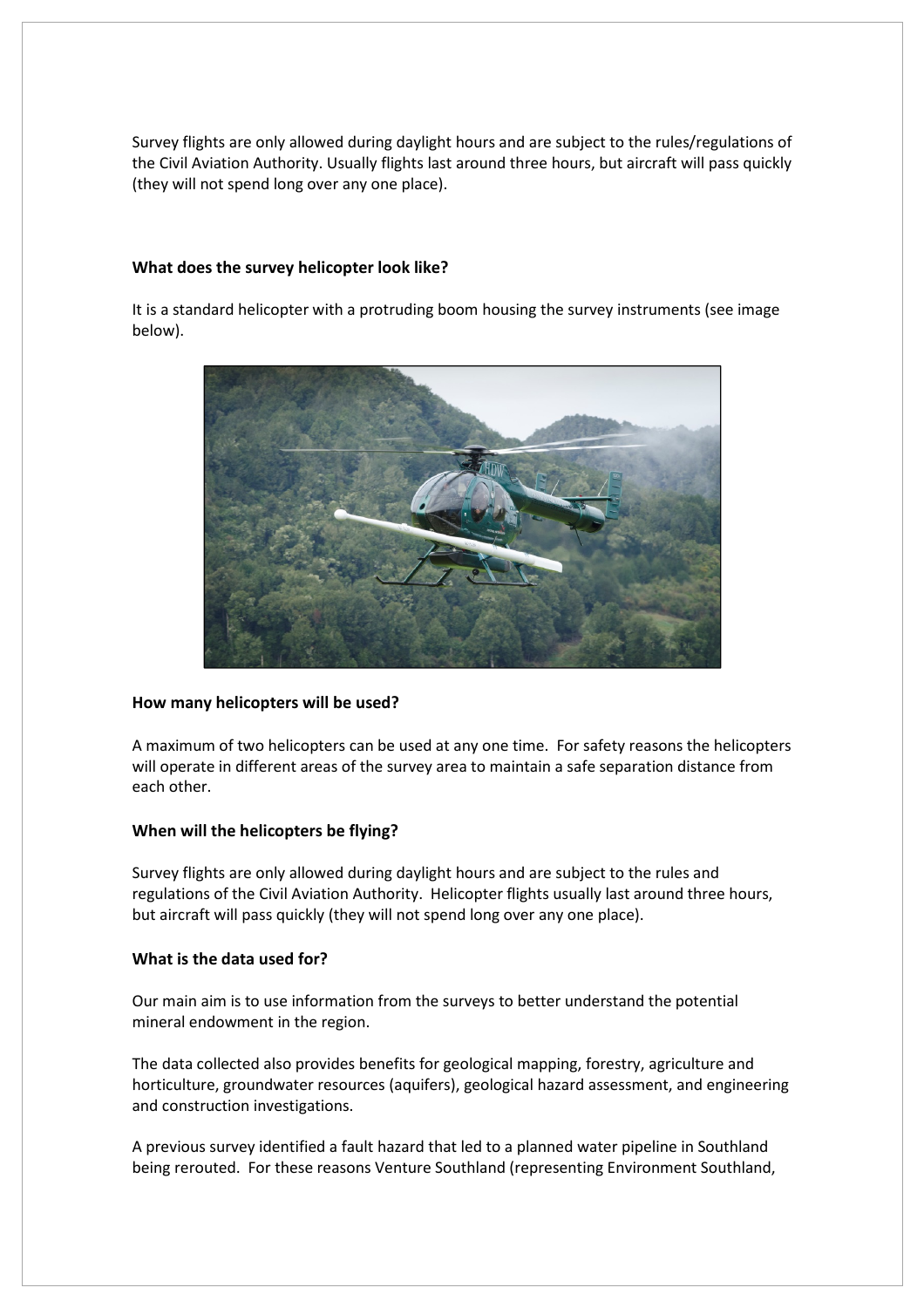Survey flights are only allowed during daylight hours and are subject to the rules/regulations of the Civil Aviation Authority. Usually flights last around three hours, but aircraft will pass quickly (they will not spend long over any one place).

**What does the survey helicopter look like?**

It is a standard helicopter with a protruding boom housing the survey instruments (see image below).

**How many helicopters will be used?**

A maximum of two helicopters can be used at any one time. For safety reasons the helicopters will operate in different areas of the survey area to maintain a safe separation distance from each other.

**When will the helicopters be flying?**

Survey flights are only allowed during daylight hours and are subject to the rules and regulations of the Civil Aviation Authority. Helicopter flights usually last around three hours, but aircraft will pass quickly (they will not spend long over any one place).

**What is the data used for?**

Our main aim is to use information from the surveys to better understand the potential mineral endowment in the region.

The data collected also provides benefits for geological mapping, forestry, agriculture and horticulture, groundwater resources (aquifers), geological hazard assessment, and engineering and construction investigations.

A previous survey identified a fault hazard that led to a planned water pipeline in Southland being rerouted. For these reasons Venture Southland (representing Environment Southland,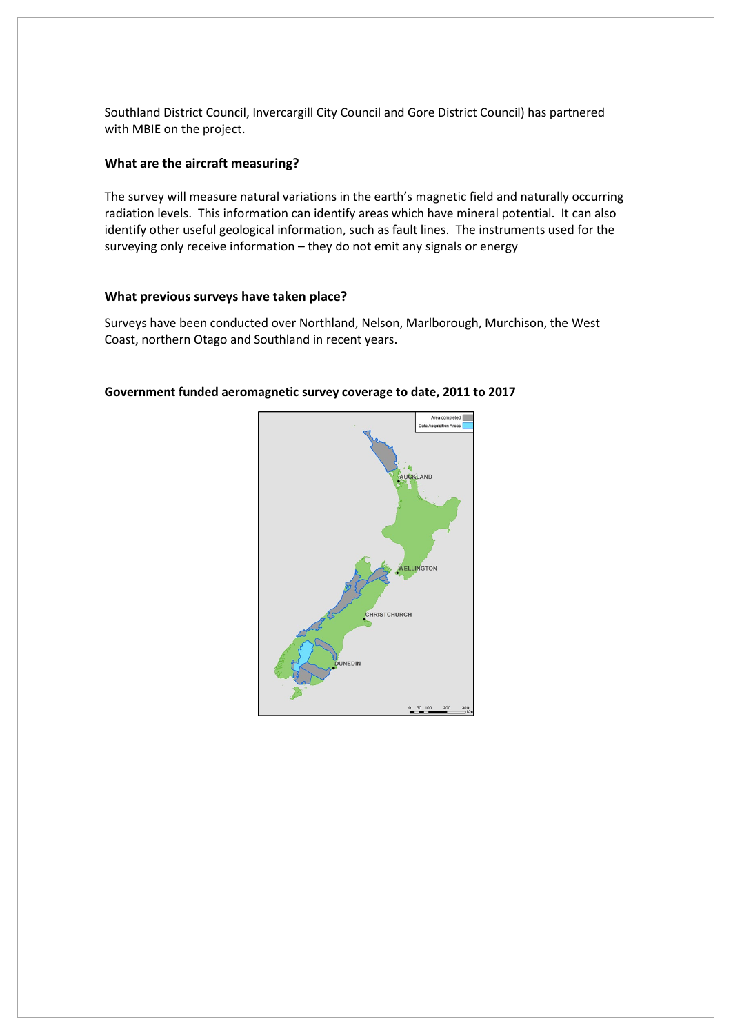Southland District Council, Invercargill City Council and Gore District Council) has partnered with MBIE on the project.

### What are the aircraft measuring?

The survey will measure natural variations in the earth's magnetic field and naturally occurring radiation levels. This information can identify areas which have mineral potential. It can also identify other useful geological information, such as fault lines. The instruments used for the surveying only receive information – they do not emit any signals or energy

### What previous surveys have taken place?

Surveys have been conducted over Northland, Nelson, Marlborough, Murchison, the West Coast, northern Otago and Southland in recent years.

**Government funded aeromagnetic survey coverage to date, 2011 to 2017**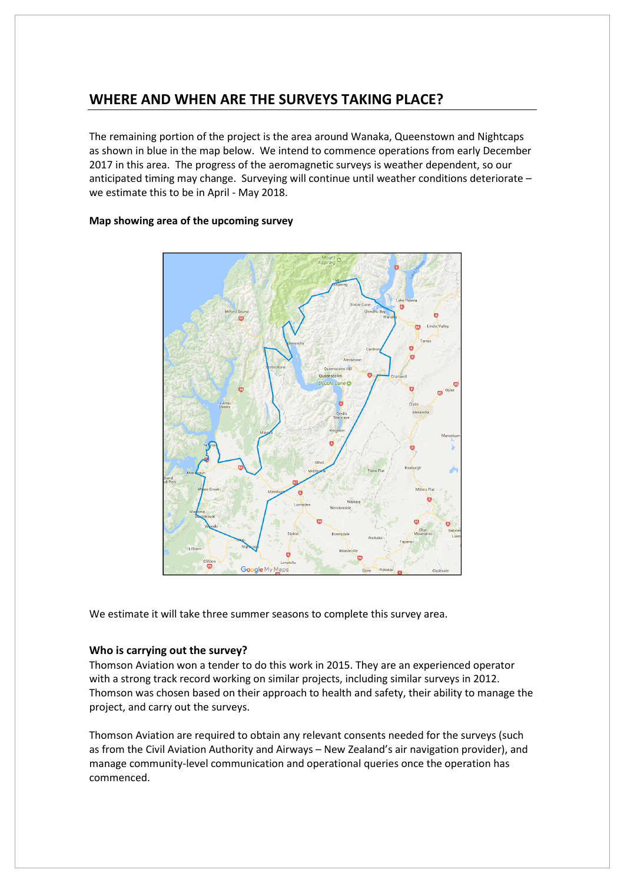## WHERE AND WHEN ARE THE SURVEYS TAKING PLACE?

The remaining portion of the project is the area around Wanaka, Queenstown and Nightcaps as shown in blue in the map below. We intend to commence operations from early December 2017 in this area. The progress of the aeromagnetic surveys is weather dependent, so our anticipated timing may change. Surveying will continue until weather conditions deteriorate – we estimate this to be in April - May 2018.

**Map showing area of the upcoming survey**

We estimate it will take three summer seasons to complete this survey area.

### Who is carrying out the survey?

Thomson Aviation won a tender to do this work in 2015. They are an experienced operator with a strong track record working on similar projects, including similar surveys in 2012. Thomson was chosen based on their approach to health and safety, their ability to manage the project, and carry out the surveys.

Thomson Aviation are required to obtain any relevant consents needed for the surveys (such as from the Civil Aviation Authority and Airways – New Zealand's air navigation provider), and manage community-level communication and operational queries once the operation has commenced.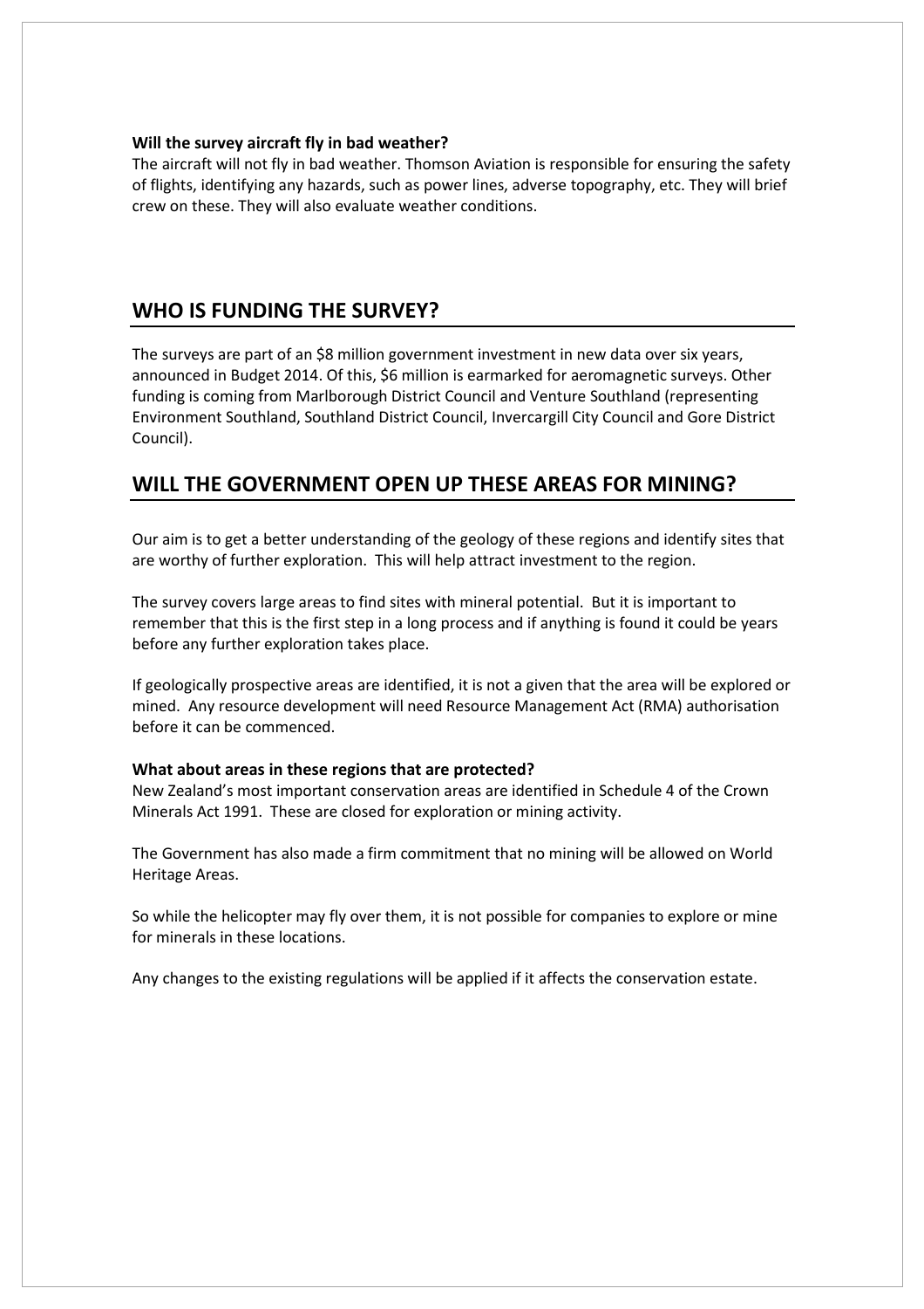**Will the survey aircraft fly in bad weather?**

The aircraft will not fly in bad weather. Thomson Aviation is responsible for ensuring the safety of flights, identifying any hazards, such as power lines, adverse topography, etc. They will brief crew on these. They will also evaluate weather conditions.

## WHO IS FUNDING THE SURVEY?

The surveys are part of an $8 million government investment in new data over six years, announced in Budget 2014. Of this, $6 million is earmarked for aeromagnetic surveys. Other funding is coming from Marlborough District Council and Venture Southland (representing Environment Southland, Southland District Council, Invercargill City Council and Gore District Council).

## WILL THE GOVERNMENT OPEN UP THESE AREAS FOR MINING?

Our aim is to get a better understanding of the geology of these regions and identify sites that are worthy of further exploration. This will help attract investment to the region.

The survey covers large areas to find sites with mineral potential. But it is important to remember that this is the first step in a long process and if anything is found it could be years before any further exploration takes place.

If geologically prospective areas are identified, it is not a given that the area will be explored or mined. Any resource development will need Resource Management Act (RMA) authorisation before it can be commenced.

**What about areas in these regions that are protected?**

New Zealand's most important conservation areas are identified in Schedule 4 of the Crown Minerals Act 1991. These are closed for exploration or mining activity.

The Government has also made a firm commitment that no mining will be allowed on World Heritage Areas.

So while the helicopter may fly over them, it is not possible for companies to explore or mine for minerals in these locations.

Any changes to the existing regulations will be applied if it affects the conservation estate.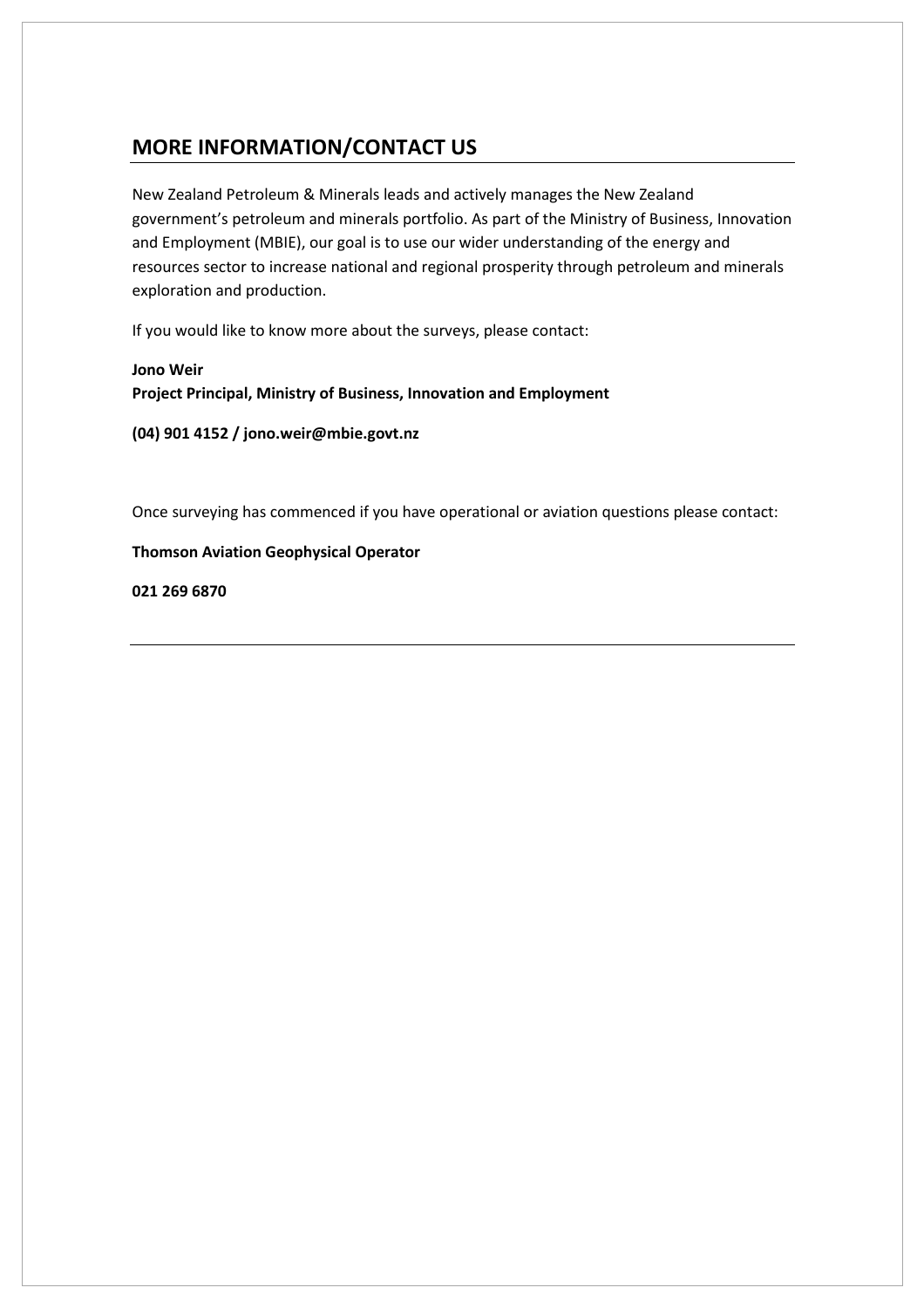## MORE INFORMATION/CONTACT US

New Zealand Petroleum & Minerals leads and actively manages the New Zealand government's petroleum and minerals portfolio. As part of the Ministry of Business, Innovation and Employment (MBIE), our goal is to use our wider understanding of the energy and resources sector to increase national and regional prosperity through petroleum and minerals exploration and production.

If you would like to know more about the surveys, please contact:

**Jono Weir**
**Project Principal, Ministry of Business, Innovation and Employment**

**(04) 901 4152 / jono.weir@mbie.govt.nz**

Once surveying has commenced if you have operational or aviation questions please contact:

**Thomson Aviation Geophysical Operator**

**021 269 6870**